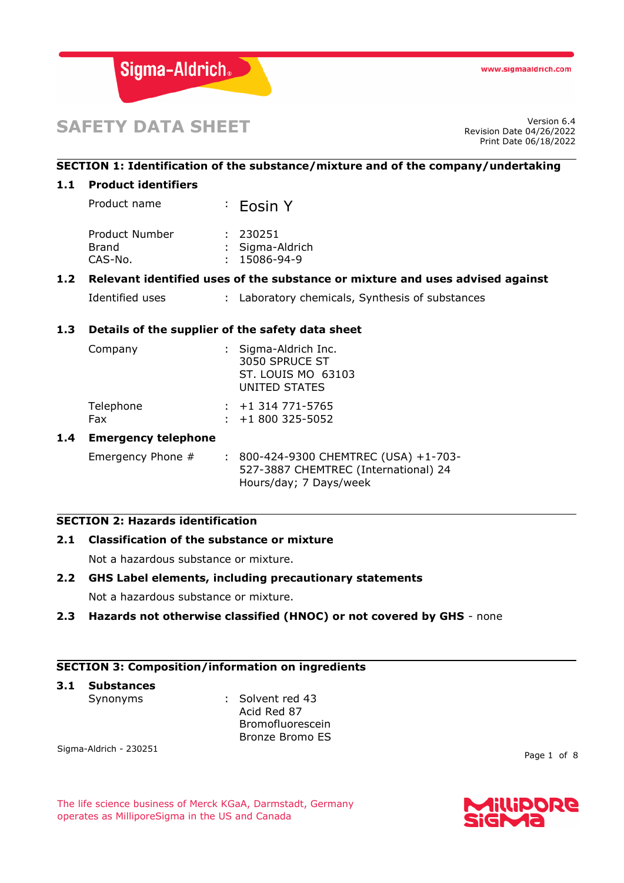# SAFETY DATA SHEET

Version 6.4
Revision Date 04/26/2022
Print Date 06/18/2022

## SECTION 1: Identification of the substance/mixture and of the company/undertaking

### 1.1 Product identifiers

| | | |
|---|---|---|
| Product name | : | Eosin Y |
| Product Number | : | 230251 |
| Brand | : | Sigma-Aldrich |
| CAS-No. | : | 15086-94-9 |

### 1.2 Relevant identified uses of the substance or mixture and uses advised against

| | | |
|---|---|---|
| Identified uses | : | Laboratory chemicals, Synthesis of substances |

### 1.3 Details of the supplier of the safety data sheet

| | | |
|---|---|---|
| Company | : | Sigma-Aldrich Inc.<br>3050 SPRUCE ST<br>ST. LOUIS MO 63103<br>UNITED STATES |
| Telephone | : | +1 314 771-5765 |
| Fax | : | +1 800 325-5052 |

### 1.4 Emergency telephone

| | | |
|---|---|---|
| Emergency Phone # | : | 800-424-9300 CHEMTREC (USA) +1-703-527-3887 CHEMTREC (International) 24 Hours/day; 7 Days/week |

## SECTION 2: Hazards identification

### 2.1 Classification of the substance or mixture

Not a hazardous substance or mixture.

### 2.2 GHS Label elements, including precautionary statements

Not a hazardous substance or mixture.

### 2.3 Hazards not otherwise classified (HNOC) or not covered by GHS - none

## SECTION 3: Composition/information on ingredients

### 3.1 Substances

| | | |
|---|---|---|
| Synonyms | : | Solvent red 43<br>Acid Red 87<br>Bromofluorescein<br>Bronze Bromo ES |

Sigma-Aldrich - 230251

The life science business of Merck KGaA, Darmstadt, Germany operates as MilliporeSigma in the US and Canada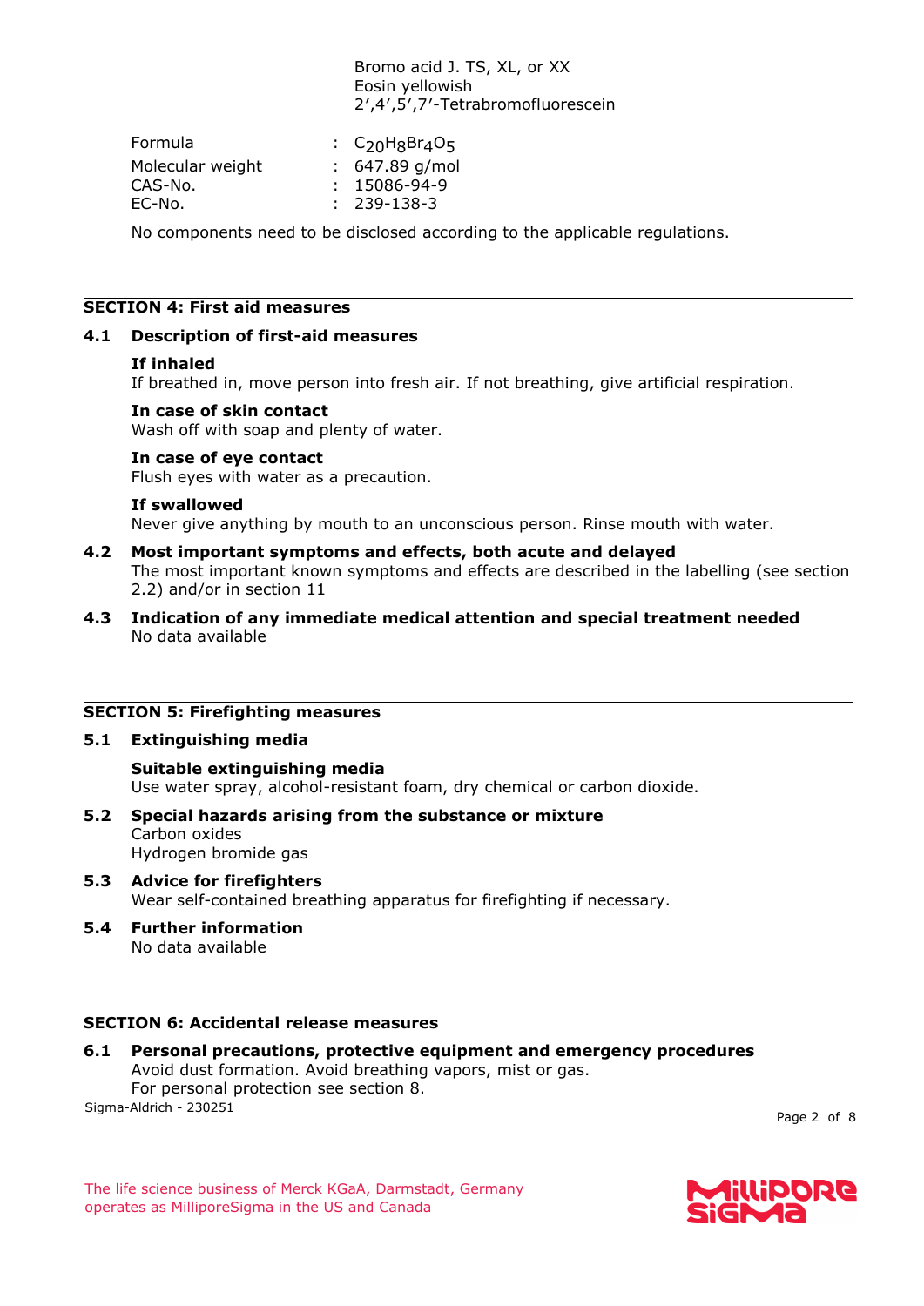Bromo acid J. TS, XL, or XX
Eosin yellowish
2′,4′,5′,7′-Tetrabromofluorescein

| | | |
|---|---|---|
| Formula | : | $C_{20}H_8Br_4O_5$ |
| Molecular weight | : | 647.89 g/mol |
| CAS-No. | : | 15086-94-9 |
| EC-No. | : | 239-138-3 |

No components need to be disclosed according to the applicable regulations.

## SECTION 4: First aid measures

### 4.1 Description of first-aid measures

**If inhaled**
If breathed in, move person into fresh air. If not breathing, give artificial respiration.

**In case of skin contact**
Wash off with soap and plenty of water.

**In case of eye contact**
Flush eyes with water as a precaution.

**If swallowed**
Never give anything by mouth to an unconscious person. Rinse mouth with water.

### 4.2 Most important symptoms and effects, both acute and delayed
The most important known symptoms and effects are described in the labelling (see section 2.2) and/or in section 11

### 4.3 Indication of any immediate medical attention and special treatment needed
No data available

## SECTION 5: Firefighting measures

### 5.1 Extinguishing media

**Suitable extinguishing media**
Use water spray, alcohol-resistant foam, dry chemical or carbon dioxide.

### 5.2 Special hazards arising from the substance or mixture
Carbon oxides
Hydrogen bromide gas

### 5.3 Advice for firefighters
Wear self-contained breathing apparatus for firefighting if necessary.

### 5.4 Further information
No data available

## SECTION 6: Accidental release measures

### 6.1 Personal precautions, protective equipment and emergency procedures
Avoid dust formation. Avoid breathing vapors, mist or gas.
For personal protection see section 8.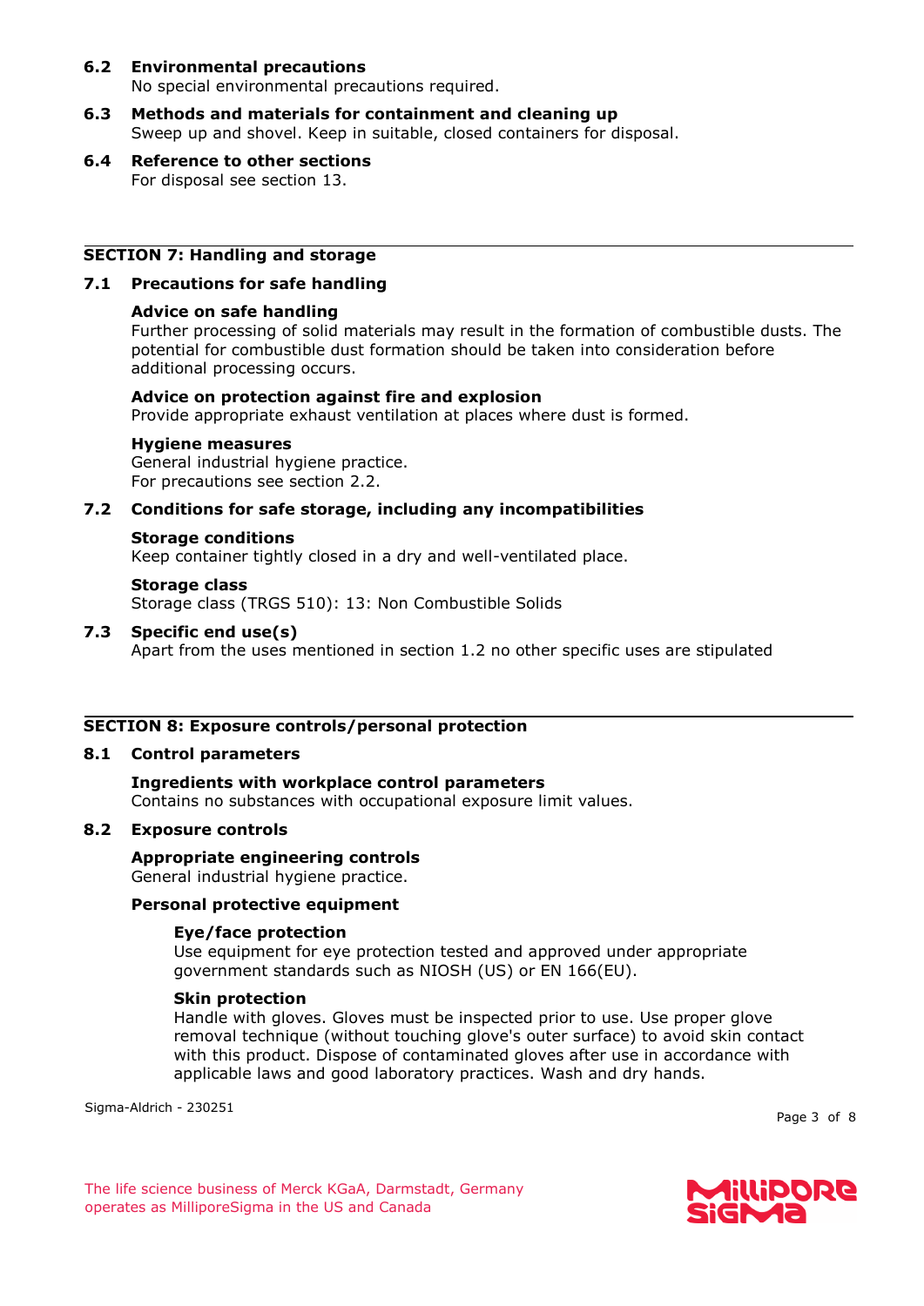### 6.2 Environmental precautions

No special environmental precautions required.

### 6.3 Methods and materials for containment and cleaning up

Sweep up and shovel. Keep in suitable, closed containers for disposal.

### 6.4 Reference to other sections

For disposal see section 13.

## SECTION 7: Handling and storage

### 7.1 Precautions for safe handling

**Advice on safe handling**

Further processing of solid materials may result in the formation of combustible dusts. The potential for combustible dust formation should be taken into consideration before additional processing occurs.

**Advice on protection against fire and explosion**

Provide appropriate exhaust ventilation at places where dust is formed.

**Hygiene measures**

General industrial hygiene practice.
For precautions see section 2.2.

### 7.2 Conditions for safe storage, including any incompatibilities

**Storage conditions**

Keep container tightly closed in a dry and well-ventilated place.

**Storage class**

Storage class (TRGS 510): 13: Non Combustible Solids

### 7.3 Specific end use(s)

Apart from the uses mentioned in section 1.2 no other specific uses are stipulated

## SECTION 8: Exposure controls/personal protection

### 8.1 Control parameters

**Ingredients with workplace control parameters**

Contains no substances with occupational exposure limit values.

### 8.2 Exposure controls

**Appropriate engineering controls**

General industrial hygiene practice.

**Personal protective equipment**

**Eye/face protection**

Use equipment for eye protection tested and approved under appropriate government standards such as NIOSH (US) or EN 166(EU).

**Skin protection**

Handle with gloves. Gloves must be inspected prior to use. Use proper glove removal technique (without touching glove's outer surface) to avoid skin contact with this product. Dispose of contaminated gloves after use in accordance with applicable laws and good laboratory practices. Wash and dry hands.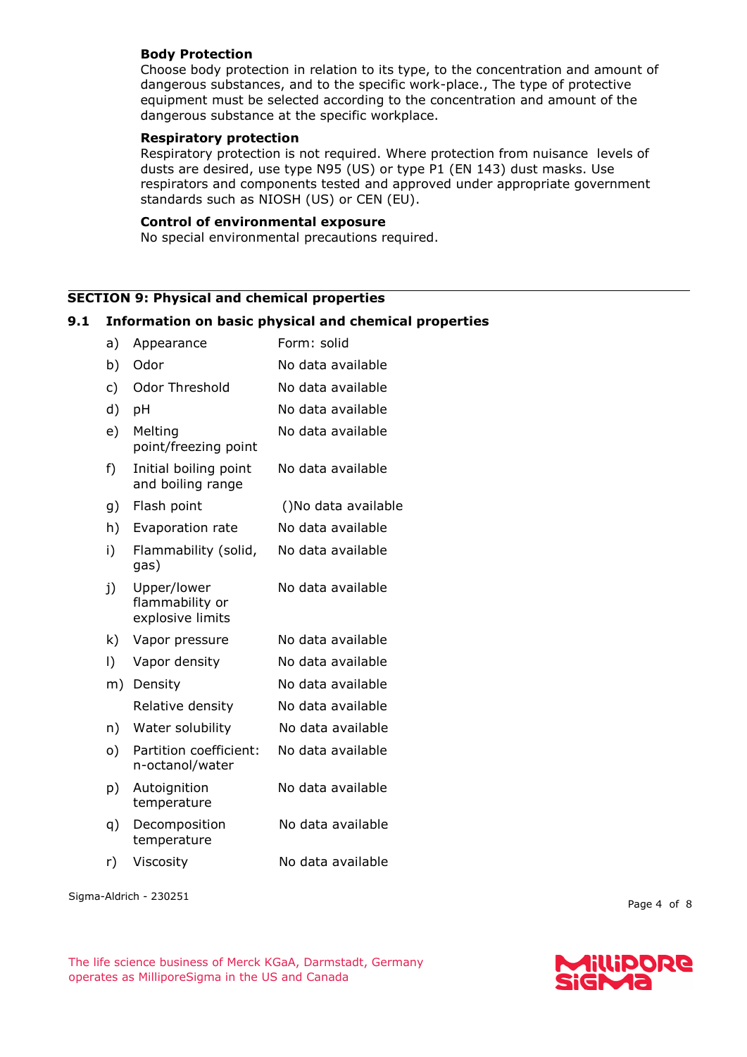**Body Protection**

Choose body protection in relation to its type, to the concentration and amount of dangerous substances, and to the specific work-place., The type of protective equipment must be selected according to the concentration and amount of the dangerous substance at the specific workplace.

**Respiratory protection**

Respiratory protection is not required. Where protection from nuisance levels of dusts are desired, use type N95 (US) or type P1 (EN 143) dust masks. Use respirators and components tested and approved under appropriate government standards such as NIOSH (US) or CEN (EU).

**Control of environmental exposure**

No special environmental precautions required.

## SECTION 9: Physical and chemical properties

### 9.1 Information on basic physical and chemical properties

| | | |
|---|---|---|
| a) | Appearance | Form: solid |
| b) | Odor | No data available |
| c) | Odor Threshold | No data available |
| d) | pH | No data available |
| e) | Melting point/freezing point | No data available |
| f) | Initial boiling point and boiling range | No data available |
| g) | Flash point | ()No data available |
| h) | Evaporation rate | No data available |
| i) | Flammability (solid, gas) | No data available |
| j) | Upper/lower flammability or explosive limits | No data available |
| k) | Vapor pressure | No data available |
| l) | Vapor density | No data available |
| m) | Density | No data available |
| | Relative density | No data available |
| n) | Water solubility | No data available |
| o) | Partition coefficient: n-octanol/water | No data available |
| p) | Autoignition temperature | No data available |
| q) | Decomposition temperature | No data available |
| r) | Viscosity | No data available |

Sigma-Aldrich - 230251

The life science business of Merck KGaA, Darmstadt, Germany operates as MilliporeSigma in the US and Canada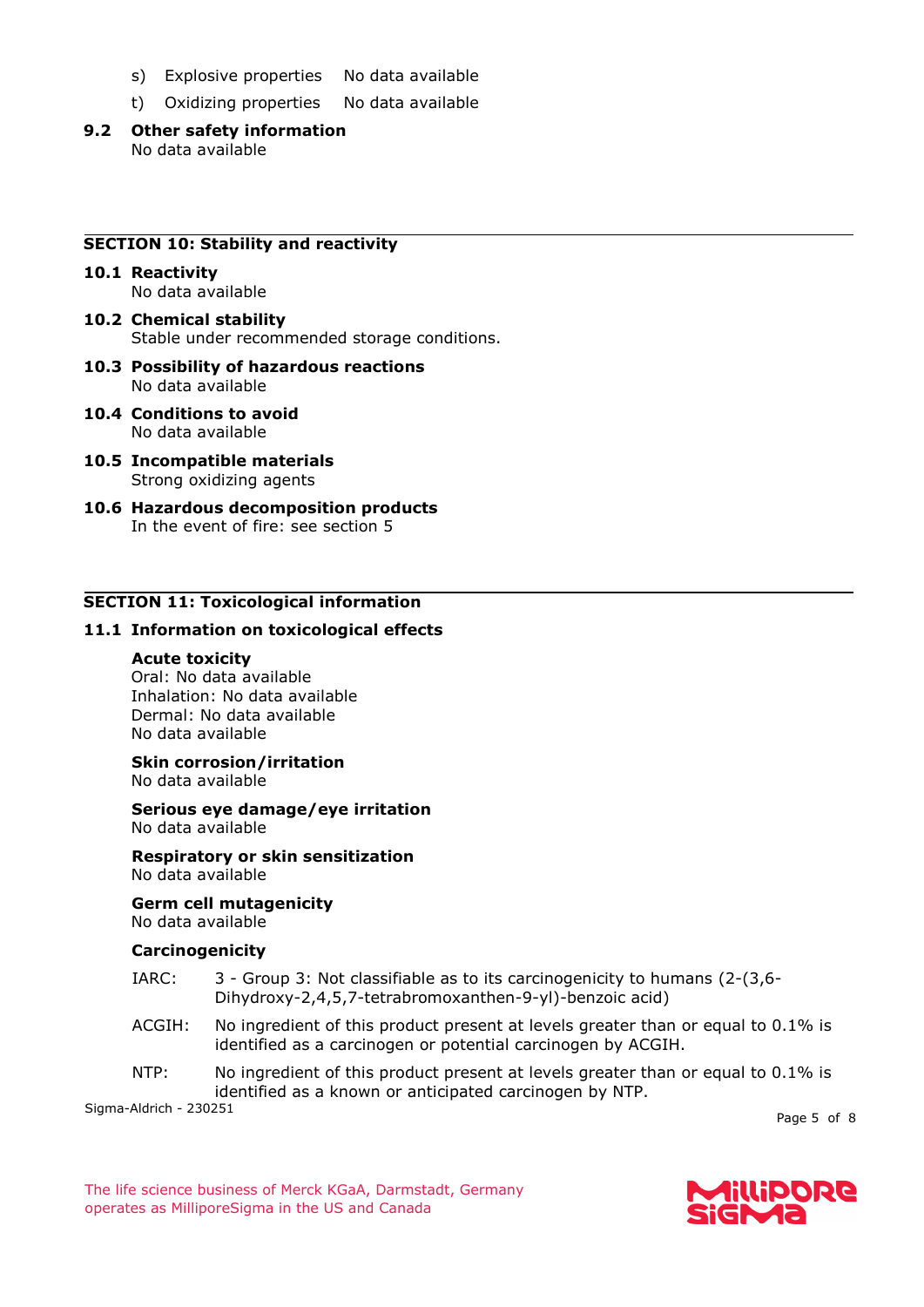s) Explosive properties No data available

t) Oxidizing properties No data available

### 9.2 Other safety information

No data available

## SECTION 10: Stability and reactivity

### 10.1 Reactivity

No data available

### 10.2 Chemical stability

Stable under recommended storage conditions.

### 10.3 Possibility of hazardous reactions

No data available

### 10.4 Conditions to avoid

No data available

### 10.5 Incompatible materials

Strong oxidizing agents

### 10.6 Hazardous decomposition products

In the event of fire: see section 5

## SECTION 11: Toxicological information

### 11.1 Information on toxicological effects

**Acute toxicity**
Oral: No data available
Inhalation: No data available
Dermal: No data available
No data available

**Skin corrosion/irritation**
No data available

**Serious eye damage/eye irritation**
No data available

**Respiratory or skin sensitization**
No data available

**Germ cell mutagenicity**
No data available

**Carcinogenicity**

IARC: 3 - Group 3: Not classifiable as to its carcinogenicity to humans (2-(3,6-Dihydroxy-2,4,5,7-tetrabromoxanthen-9-yl)-benzoic acid)

ACGIH: No ingredient of this product present at levels greater than or equal to 0.1% is identified as a carcinogen or potential carcinogen by ACGIH.

NTP: No ingredient of this product present at levels greater than or equal to 0.1% is identified as a known or anticipated carcinogen by NTP.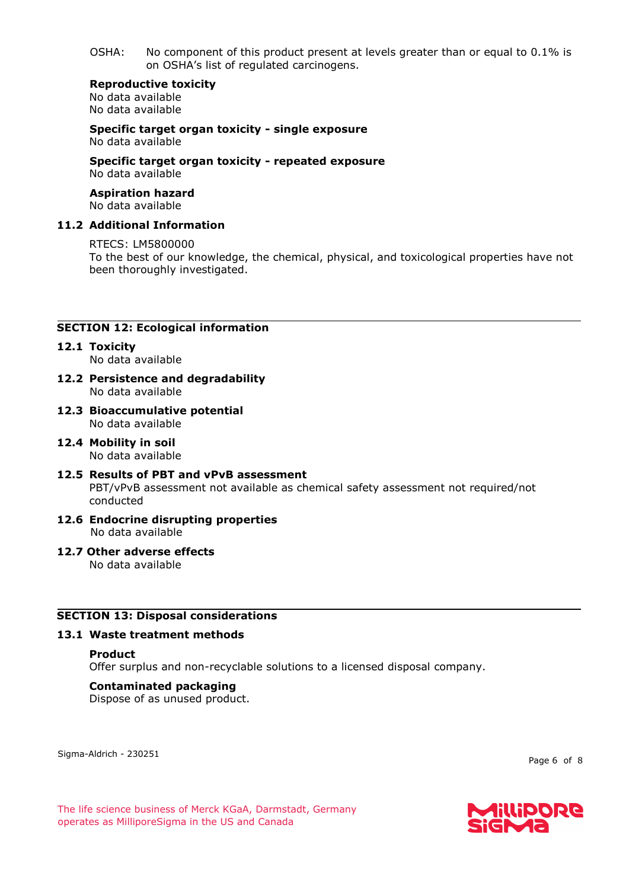OSHA: No component of this product present at levels greater than or equal to 0.1% is on OSHA's list of regulated carcinogens.

**Reproductive toxicity**
No data available
No data available

**Specific target organ toxicity - single exposure**
No data available

**Specific target organ toxicity - repeated exposure**
No data available

**Aspiration hazard**
No data available

### 11.2 Additional Information

RTECS: LM5800000
To the best of our knowledge, the chemical, physical, and toxicological properties have not been thoroughly investigated.

## SECTION 12: Ecological information

### 12.1 Toxicity
No data available

### 12.2 Persistence and degradability
No data available

### 12.3 Bioaccumulative potential
No data available

### 12.4 Mobility in soil
No data available

### 12.5 Results of PBT and vPvB assessment
PBT/vPvB assessment not available as chemical safety assessment not required/not conducted

### 12.6 Endocrine disrupting properties
No data available

### 12.7 Other adverse effects
No data available

## SECTION 13: Disposal considerations

### 13.1 Waste treatment methods

**Product**
Offer surplus and non-recyclable solutions to a licensed disposal company.

**Contaminated packaging**
Dispose of as unused product.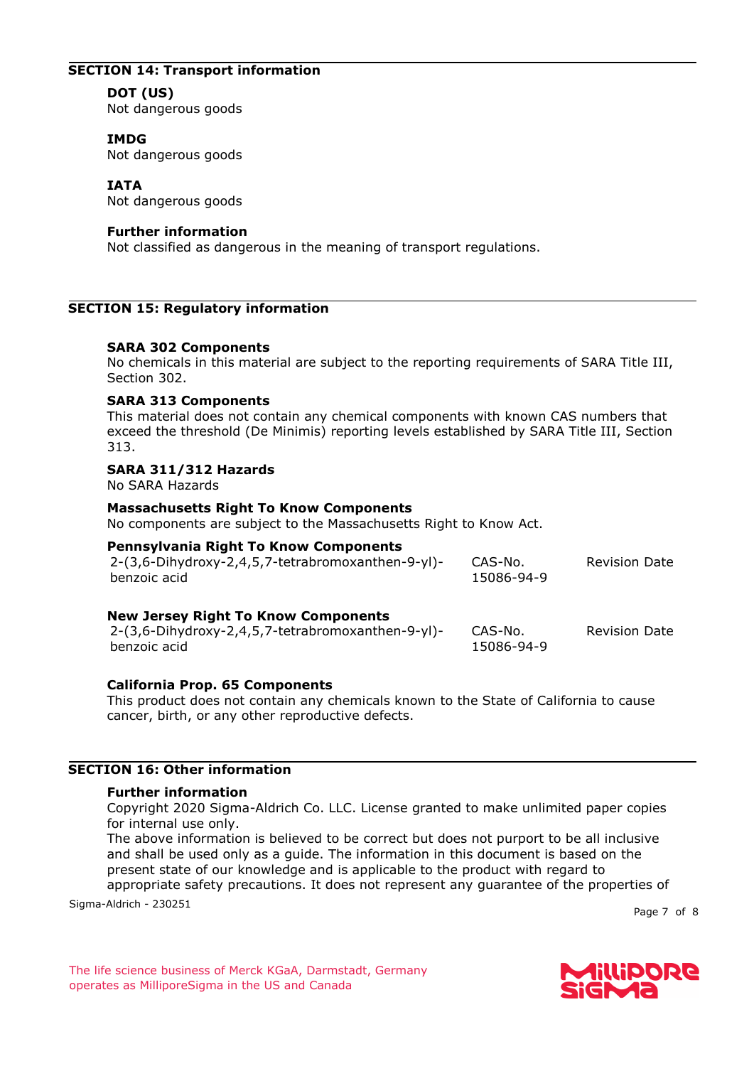## SECTION 14: Transport information

**DOT (US)**
Not dangerous goods

**IMDG**
Not dangerous goods

**IATA**
Not dangerous goods

**Further information**
Not classified as dangerous in the meaning of transport regulations.

## SECTION 15: Regulatory information

**SARA 302 Components**
No chemicals in this material are subject to the reporting requirements of SARA Title III, Section 302.

**SARA 313 Components**
This material does not contain any chemical components with known CAS numbers that exceed the threshold (De Minimis) reporting levels established by SARA Title III, Section 313.

**SARA 311/312 Hazards**
No SARA Hazards

**Massachusetts Right To Know Components**
No components are subject to the Massachusetts Right to Know Act.

**Pennsylvania Right To Know Components**

| | | |
|---|---|---|
| 2-(3,6-Dihydroxy-2,4,5,7-tetrabromoxanthen-9-yl)-benzoic acid | CAS-No. 15086-94-9 | Revision Date |

**New Jersey Right To Know Components**

| | | |
|---|---|---|
| 2-(3,6-Dihydroxy-2,4,5,7-tetrabromoxanthen-9-yl)-benzoic acid | CAS-No. 15086-94-9 | Revision Date |

**California Prop. 65 Components**
This product does not contain any chemicals known to the State of California to cause cancer, birth, or any other reproductive defects.

## SECTION 16: Other information

**Further information**
Copyright 2020 Sigma-Aldrich Co. LLC. License granted to make unlimited paper copies for internal use only.
The above information is believed to be correct but does not purport to be all inclusive and shall be used only as a guide. The information in this document is based on the present state of our knowledge and is applicable to the product with regard to appropriate safety precautions. It does not represent any guarantee of the properties of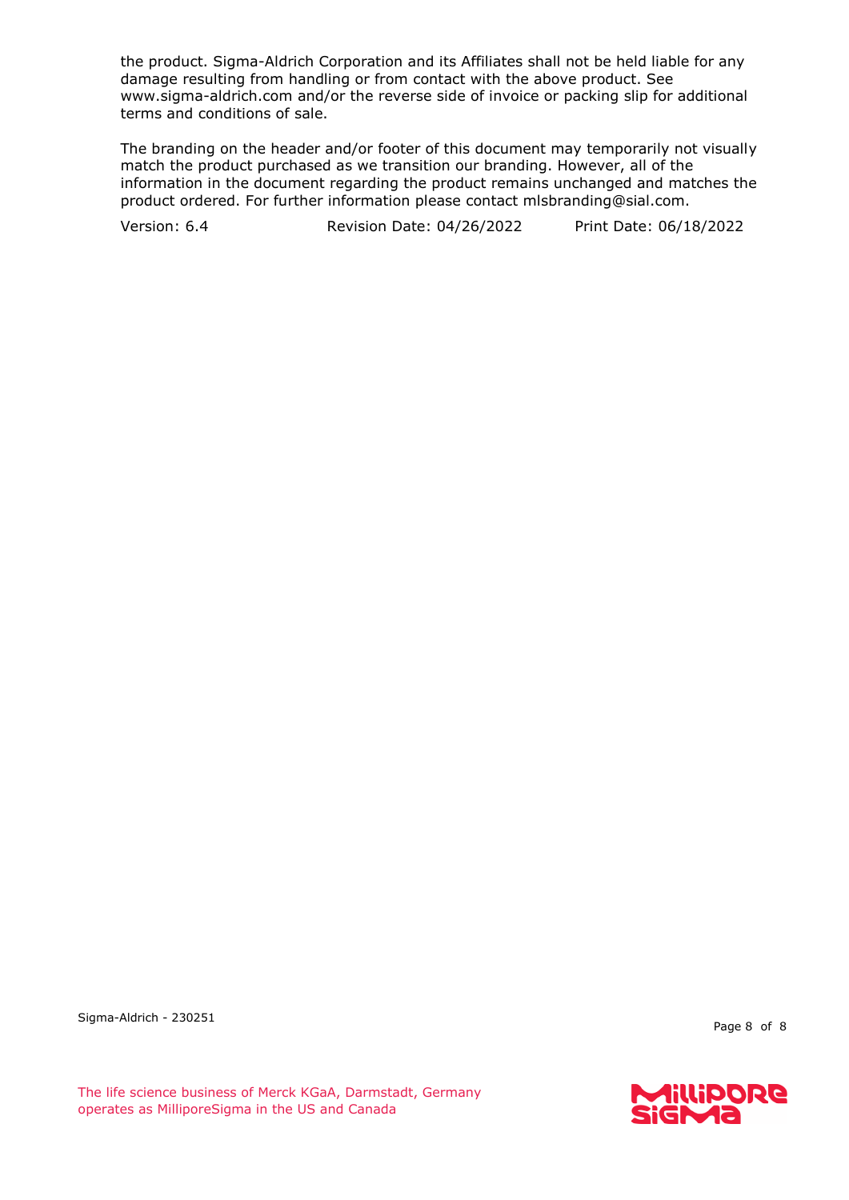the product. Sigma-Aldrich Corporation and its Affiliates shall not be held liable for any damage resulting from handling or from contact with the above product. See www.sigma-aldrich.com and/or the reverse side of invoice or packing slip for additional terms and conditions of sale.

The branding on the header and/or footer of this document may temporarily not visually match the product purchased as we transition our branding. However, all of the information in the document regarding the product remains unchanged and matches the product ordered. For further information please contact mlsbranding@sial.com.

Version: 6.4 Revision Date: 04/26/2022 Print Date: 06/18/2022